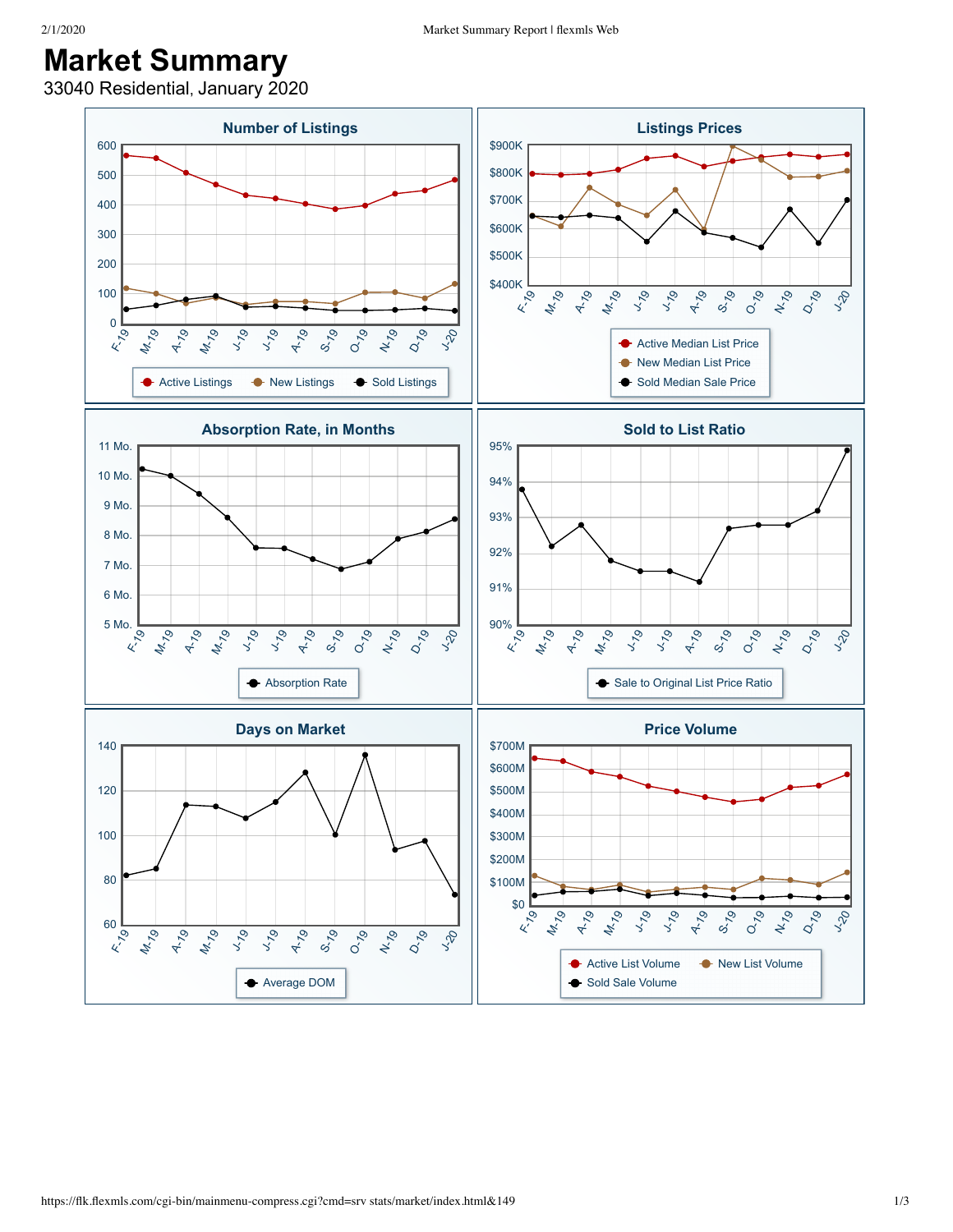# Market Summary

33040 Residential, January 2020

## Number of Listings

600
500
400
300
200
100
0

F-19 M-19 A-19 M-19 J-19 J-19 A-19 S-19 O-19 N-19 D-19 J-20

Active Listings · New Listings · Sold Listings

## Listings Prices

$900K
$800K
$700K
$600K
$500K
$400K

F-19 M-19 A-19 M-19 J-19 J-19 A-19 S-19 O-19 N-19 D-19 J-20

Active Median List Price · New Median List Price · Sold Median Sale Price

## Absorption Rate, in Months

11 Mo.
10 Mo.
9 Mo.
8 Mo.
7 Mo.
6 Mo.
5 Mo.

F-19 M-19 A-19 M-19 J-19 J-19 A-19 S-19 O-19 N-19 D-19 J-20

Absorption Rate

## Sold to List Ratio

95%
94%
93%
92%
91%
90%

F-19 M-19 A-19 M-19 J-19 J-19 A-19 S-19 O-19 N-19 D-19 J-20

Sale to Original List Price Ratio

## Days on Market

140
120
100
80
60

F-19 M-19 A-19 M-19 J-19 J-19 A-19 S-19 O-19 N-19 D-19 J-20

Average DOM

## Price Volume

$700M
$600M
$500M
$400M
$300M
$200M
$100M
$0

F-19 M-19 A-19 M-19 J-19 J-19 A-19 S-19 O-19 N-19 D-19 J-20

Active List Volume · New List Volume · Sold Sale Volume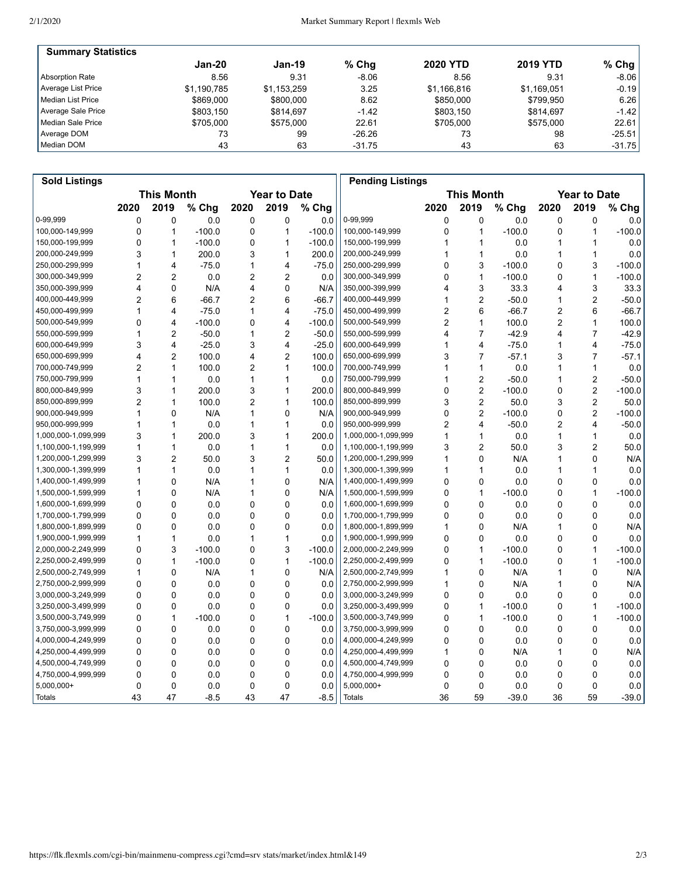## Summary Statistics

| | Jan-20 | Jan-19 | % Chg | 2020 YTD | 2019 YTD | % Chg |
|---|---|---|---|---|---|---|
| Absorption Rate | 8.56 | 9.31 | -8.06 | 8.56 | 9.31 | -8.06 |
| Average List Price | $1,190,785 | $1,153,259 | 3.25 | $1,166,816 | $1,169,051 | -0.19 |
| Median List Price | $869,000 | $800,000 | 8.62 | $850,000 | $799,950 | 6.26 |
| Average Sale Price | $803,150 | $814,697 | -1.42 | $803,150 | $814,697 | -1.42 |
| Median Sale Price | $705,000 | $575,000 | 22.61 | $705,000 | $575,000 | 22.61 |
| Average DOM | 73 | 99 | -26.26 | 73 | 98 | -25.51 |
| Median DOM | 43 | 63 | -31.75 | 43 | 63 | -31.75 |

## Sold Listings

| | This Month | | | Year to Date | | |
|---|---|---|---|---|---|---|
| | 2020 | 2019 | % Chg | 2020 | 2019 | % Chg |
| 0-99,999 | 0 | 0 | 0.0 | 0 | 0 | 0.0 |
| 100,000-149,999 | 0 | 1 | -100.0 | 0 | 1 | -100.0 |
| 150,000-199,999 | 0 | 1 | -100.0 | 0 | 1 | -100.0 |
| 200,000-249,999 | 3 | 1 | 200.0 | 3 | 1 | 200.0 |
| 250,000-299,999 | 1 | 4 | -75.0 | 1 | 4 | -75.0 |
| 300,000-349,999 | 2 | 2 | 0.0 | 2 | 2 | 0.0 |
| 350,000-399,999 | 4 | 0 | N/A | 4 | 0 | N/A |
| 400,000-449,999 | 2 | 6 | -66.7 | 2 | 6 | -66.7 |
| 450,000-499,999 | 1 | 4 | -75.0 | 1 | 4 | -75.0 |
| 500,000-549,999 | 0 | 4 | -100.0 | 0 | 4 | -100.0 |
| 550,000-599,999 | 1 | 2 | -50.0 | 1 | 2 | -50.0 |
| 600,000-649,999 | 3 | 4 | -25.0 | 3 | 4 | -25.0 |
| 650,000-699,999 | 4 | 2 | 100.0 | 4 | 2 | 100.0 |
| 700,000-749,999 | 2 | 1 | 100.0 | 2 | 1 | 100.0 |
| 750,000-799,999 | 1 | 1 | 0.0 | 1 | 1 | 0.0 |
| 800,000-849,999 | 3 | 1 | 200.0 | 3 | 1 | 200.0 |
| 850,000-899,999 | 2 | 1 | 100.0 | 2 | 1 | 100.0 |
| 900,000-949,999 | 1 | 0 | N/A | 1 | 0 | N/A |
| 950,000-999,999 | 1 | 1 | 0.0 | 1 | 1 | 0.0 |
| 1,000,000-1,099,999 | 3 | 1 | 200.0 | 3 | 1 | 200.0 |
| 1,100,000-1,199,999 | 1 | 1 | 0.0 | 1 | 1 | 0.0 |
| 1,200,000-1,299,999 | 3 | 2 | 50.0 | 3 | 2 | 50.0 |
| 1,300,000-1,399,999 | 1 | 1 | 0.0 | 1 | 1 | 0.0 |
| 1,400,000-1,499,999 | 1 | 0 | N/A | 1 | 0 | N/A |
| 1,500,000-1,599,999 | 1 | 0 | N/A | 1 | 0 | N/A |
| 1,600,000-1,699,999 | 0 | 0 | 0.0 | 0 | 0 | 0.0 |
| 1,700,000-1,799,999 | 0 | 0 | 0.0 | 0 | 0 | 0.0 |
| 1,800,000-1,899,999 | 0 | 0 | 0.0 | 0 | 0 | 0.0 |
| 1,900,000-1,999,999 | 1 | 1 | 0.0 | 1 | 1 | 0.0 |
| 2,000,000-2,249,999 | 0 | 3 | -100.0 | 0 | 3 | -100.0 |
| 2,250,000-2,499,999 | 0 | 1 | -100.0 | 0 | 1 | -100.0 |
| 2,500,000-2,749,999 | 1 | 0 | N/A | 1 | 0 | N/A |
| 2,750,000-2,999,999 | 0 | 0 | 0.0 | 0 | 0 | 0.0 |
| 3,000,000-3,249,999 | 0 | 0 | 0.0 | 0 | 0 | 0.0 |
| 3,250,000-3,499,999 | 0 | 0 | 0.0 | 0 | 0 | 0.0 |
| 3,500,000-3,749,999 | 0 | 1 | -100.0 | 0 | 1 | -100.0 |
| 3,750,000-3,999,999 | 0 | 0 | 0.0 | 0 | 0 | 0.0 |
| 4,000,000-4,249,999 | 0 | 0 | 0.0 | 0 | 0 | 0.0 |
| 4,250,000-4,499,999 | 0 | 0 | 0.0 | 0 | 0 | 0.0 |
| 4,500,000-4,749,999 | 0 | 0 | 0.0 | 0 | 0 | 0.0 |
| 4,750,000-4,999,999 | 0 | 0 | 0.0 | 0 | 0 | 0.0 |
| 5,000,000+ | 0 | 0 | 0.0 | 0 | 0 | 0.0 |
| Totals | 43 | 47 | -8.5 | 43 | 47 | -8.5 |

## Pending Listings

| | This Month | | | Year to Date | | |
|---|---|---|---|---|---|---|
| | 2020 | 2019 | % Chg | 2020 | 2019 | % Chg |
| 0-99,999 | 0 | 0 | 0.0 | 0 | 0 | 0.0 |
| 100,000-149,999 | 0 | 1 | -100.0 | 0 | 1 | -100.0 |
| 150,000-199,999 | 1 | 1 | 0.0 | 1 | 1 | 0.0 |
| 200,000-249,999 | 1 | 1 | 0.0 | 1 | 1 | 0.0 |
| 250,000-299,999 | 0 | 3 | -100.0 | 0 | 3 | -100.0 |
| 300,000-349,999 | 0 | 1 | -100.0 | 0 | 1 | -100.0 |
| 350,000-399,999 | 4 | 3 | 33.3 | 4 | 3 | 33.3 |
| 400,000-449,999 | 1 | 2 | -50.0 | 1 | 2 | -50.0 |
| 450,000-499,999 | 2 | 6 | -66.7 | 2 | 6 | -66.7 |
| 500,000-549,999 | 2 | 1 | 100.0 | 2 | 1 | 100.0 |
| 550,000-599,999 | 4 | 7 | -42.9 | 4 | 7 | -42.9 |
| 600,000-649,999 | 1 | 4 | -75.0 | 1 | 4 | -75.0 |
| 650,000-699,999 | 3 | 7 | -57.1 | 3 | 7 | -57.1 |
| 700,000-749,999 | 1 | 1 | 0.0 | 1 | 1 | 0.0 |
| 750,000-799,999 | 1 | 2 | -50.0 | 1 | 2 | -50.0 |
| 800,000-849,999 | 0 | 2 | -100.0 | 0 | 2 | -100.0 |
| 850,000-899,999 | 3 | 2 | 50.0 | 3 | 2 | 50.0 |
| 900,000-949,999 | 0 | 2 | -100.0 | 0 | 2 | -100.0 |
| 950,000-999,999 | 2 | 4 | -50.0 | 2 | 4 | -50.0 |
| 1,000,000-1,099,999 | 1 | 1 | 0.0 | 1 | 1 | 0.0 |
| 1,100,000-1,199,999 | 3 | 2 | 50.0 | 3 | 2 | 50.0 |
| 1,200,000-1,299,999 | 1 | 0 | N/A | 1 | 0 | N/A |
| 1,300,000-1,399,999 | 1 | 1 | 0.0 | 1 | 1 | 0.0 |
| 1,400,000-1,499,999 | 0 | 0 | 0.0 | 0 | 0 | 0.0 |
| 1,500,000-1,599,999 | 0 | 1 | -100.0 | 0 | 1 | -100.0 |
| 1,600,000-1,699,999 | 0 | 0 | 0.0 | 0 | 0 | 0.0 |
| 1,700,000-1,799,999 | 0 | 0 | 0.0 | 0 | 0 | 0.0 |
| 1,800,000-1,899,999 | 1 | 0 | N/A | 1 | 0 | N/A |
| 1,900,000-1,999,999 | 0 | 0 | 0.0 | 0 | 0 | 0.0 |
| 2,000,000-2,249,999 | 0 | 1 | -100.0 | 0 | 1 | -100.0 |
| 2,250,000-2,499,999 | 0 | 1 | -100.0 | 0 | 1 | -100.0 |
| 2,500,000-2,749,999 | 1 | 0 | N/A | 1 | 0 | N/A |
| 2,750,000-2,999,999 | 1 | 0 | N/A | 1 | 0 | N/A |
| 3,000,000-3,249,999 | 0 | 0 | 0.0 | 0 | 0 | 0.0 |
| 3,250,000-3,499,999 | 0 | 1 | -100.0 | 0 | 1 | -100.0 |
| 3,500,000-3,749,999 | 0 | 1 | -100.0 | 0 | 1 | -100.0 |
| 3,750,000-3,999,999 | 0 | 0 | 0.0 | 0 | 0 | 0.0 |
| 4,000,000-4,249,999 | 0 | 0 | 0.0 | 0 | 0 | 0.0 |
| 4,250,000-4,499,999 | 1 | 0 | N/A | 1 | 0 | N/A |
| 4,500,000-4,749,999 | 0 | 0 | 0.0 | 0 | 0 | 0.0 |
| 4,750,000-4,999,999 | 0 | 0 | 0.0 | 0 | 0 | 0.0 |
| 5,000,000+ | 0 | 0 | 0.0 | 0 | 0 | 0.0 |
| Totals | 36 | 59 | -39.0 | 36 | 59 | -39.0 |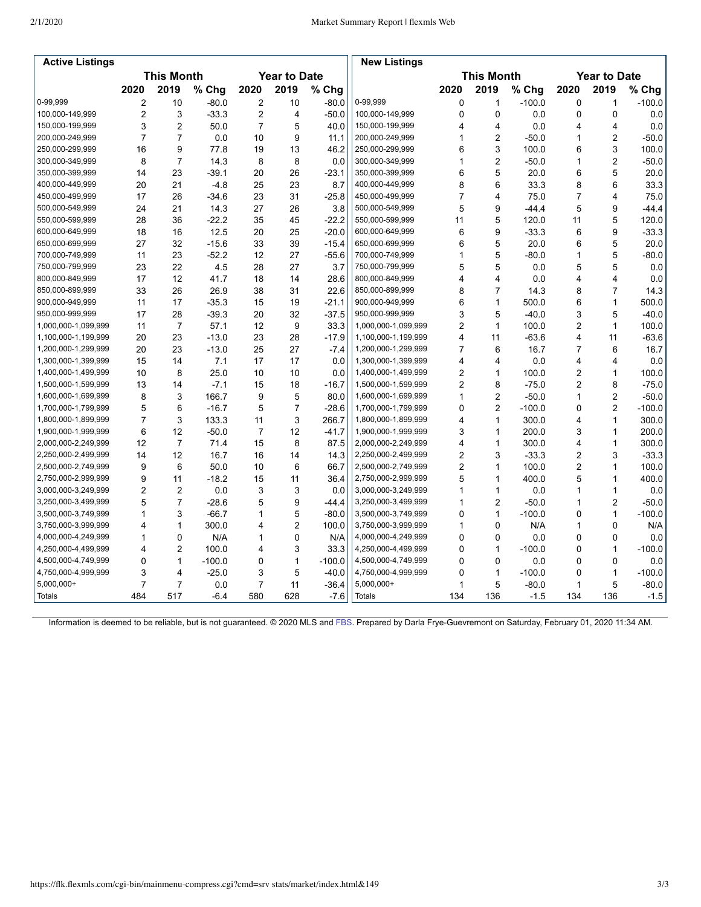| Active Listings | This Month | | | Year to Date | | |
|---|---|---|---|---|---|---|
| | 2020 | 2019 | % Chg | 2020 | 2019 | % Chg |
| 0-99,999 | 2 | 10 | -80.0 | 2 | 10 | -80.0 |
| 100,000-149,999 | 2 | 3 | -33.3 | 2 | 4 | -50.0 |
| 150,000-199,999 | 3 | 2 | 50.0 | 7 | 5 | 40.0 |
| 200,000-249,999 | 7 | 7 | 0.0 | 10 | 9 | 11.1 |
| 250,000-299,999 | 16 | 9 | 77.8 | 19 | 13 | 46.2 |
| 300,000-349,999 | 8 | 7 | 14.3 | 8 | 8 | 0.0 |
| 350,000-399,999 | 14 | 23 | -39.1 | 20 | 26 | -23.1 |
| 400,000-449,999 | 20 | 21 | -4.8 | 25 | 23 | 8.7 |
| 450,000-499,999 | 17 | 26 | -34.6 | 23 | 31 | -25.8 |
| 500,000-549,999 | 24 | 21 | 14.3 | 27 | 26 | 3.8 |
| 550,000-599,999 | 28 | 36 | -22.2 | 35 | 45 | -22.2 |
| 600,000-649,999 | 18 | 16 | 12.5 | 20 | 25 | -20.0 |
| 650,000-699,999 | 27 | 32 | -15.6 | 33 | 39 | -15.4 |
| 700,000-749,999 | 11 | 23 | -52.2 | 12 | 27 | -55.6 |
| 750,000-799,999 | 23 | 22 | 4.5 | 28 | 27 | 3.7 |
| 800,000-849,999 | 17 | 12 | 41.7 | 18 | 14 | 28.6 |
| 850,000-899,999 | 33 | 26 | 26.9 | 38 | 31 | 22.6 |
| 900,000-949,999 | 11 | 17 | -35.3 | 15 | 19 | -21.1 |
| 950,000-999,999 | 17 | 28 | -39.3 | 20 | 32 | -37.5 |
| 1,000,000-1,099,999 | 11 | 7 | 57.1 | 12 | 9 | 33.3 |
| 1,100,000-1,199,999 | 20 | 23 | -13.0 | 23 | 28 | -17.9 |
| 1,200,000-1,299,999 | 20 | 23 | -13.0 | 25 | 27 | -7.4 |
| 1,300,000-1,399,999 | 15 | 14 | 7.1 | 17 | 17 | 0.0 |
| 1,400,000-1,499,999 | 10 | 8 | 25.0 | 10 | 10 | 0.0 |
| 1,500,000-1,599,999 | 13 | 14 | -7.1 | 15 | 18 | -16.7 |
| 1,600,000-1,699,999 | 8 | 3 | 166.7 | 9 | 5 | 80.0 |
| 1,700,000-1,799,999 | 5 | 6 | -16.7 | 5 | 7 | -28.6 |
| 1,800,000-1,899,999 | 7 | 3 | 133.3 | 11 | 3 | 266.7 |
| 1,900,000-1,999,999 | 6 | 12 | -50.0 | 7 | 12 | -41.7 |
| 2,000,000-2,249,999 | 12 | 7 | 71.4 | 15 | 8 | 87.5 |
| 2,250,000-2,499,999 | 14 | 12 | 16.7 | 16 | 14 | 14.3 |
| 2,500,000-2,749,999 | 9 | 6 | 50.0 | 10 | 6 | 66.7 |
| 2,750,000-2,999,999 | 9 | 11 | -18.2 | 15 | 11 | 36.4 |
| 3,000,000-3,249,999 | 2 | 2 | 0.0 | 3 | 3 | 0.0 |
| 3,250,000-3,499,999 | 5 | 7 | -28.6 | 5 | 9 | -44.4 |
| 3,500,000-3,749,999 | 1 | 3 | -66.7 | 1 | 5 | -80.0 |
| 3,750,000-3,999,999 | 4 | 1 | 300.0 | 4 | 2 | 100.0 |
| 4,000,000-4,249,999 | 1 | 0 | N/A | 1 | 0 | N/A |
| 4,250,000-4,499,999 | 4 | 2 | 100.0 | 4 | 3 | 33.3 |
| 4,500,000-4,749,999 | 0 | 1 | -100.0 | 0 | 1 | -100.0 |
| 4,750,000-4,999,999 | 3 | 4 | -25.0 | 3 | 5 | -40.0 |
| 5,000,000+ | 7 | 7 | 0.0 | 7 | 11 | -36.4 |
| Totals | 484 | 517 | -6.4 | 580 | 628 | -7.6 |

| New Listings | This Month | | | Year to Date | | |
|---|---|---|---|---|---|---|
| | 2020 | 2019 | % Chg | 2020 | 2019 | % Chg |
| 0-99,999 | 0 | 1 | -100.0 | 0 | 1 | -100.0 |
| 100,000-149,999 | 0 | 0 | 0.0 | 0 | 0 | 0.0 |
| 150,000-199,999 | 4 | 4 | 0.0 | 4 | 4 | 0.0 |
| 200,000-249,999 | 1 | 2 | -50.0 | 1 | 2 | -50.0 |
| 250,000-299,999 | 6 | 3 | 100.0 | 6 | 3 | 100.0 |
| 300,000-349,999 | 1 | 2 | -50.0 | 1 | 2 | -50.0 |
| 350,000-399,999 | 6 | 5 | 20.0 | 6 | 5 | 20.0 |
| 400,000-449,999 | 8 | 6 | 33.3 | 8 | 6 | 33.3 |
| 450,000-499,999 | 7 | 4 | 75.0 | 7 | 4 | 75.0 |
| 500,000-549,999 | 5 | 9 | -44.4 | 5 | 9 | -44.4 |
| 550,000-599,999 | 11 | 5 | 120.0 | 11 | 5 | 120.0 |
| 600,000-649,999 | 6 | 9 | -33.3 | 6 | 9 | -33.3 |
| 650,000-699,999 | 6 | 5 | 20.0 | 6 | 5 | 20.0 |
| 700,000-749,999 | 1 | 5 | -80.0 | 1 | 5 | -80.0 |
| 750,000-799,999 | 5 | 5 | 0.0 | 5 | 5 | 0.0 |
| 800,000-849,999 | 4 | 4 | 0.0 | 4 | 4 | 0.0 |
| 850,000-899,999 | 8 | 7 | 14.3 | 8 | 7 | 14.3 |
| 900,000-949,999 | 6 | 1 | 500.0 | 6 | 1 | 500.0 |
| 950,000-999,999 | 3 | 5 | -40.0 | 3 | 5 | -40.0 |
| 1,000,000-1,099,999 | 2 | 1 | 100.0 | 2 | 1 | 100.0 |
| 1,100,000-1,199,999 | 4 | 11 | -63.6 | 4 | 11 | -63.6 |
| 1,200,000-1,299,999 | 7 | 6 | 16.7 | 7 | 6 | 16.7 |
| 1,300,000-1,399,999 | 4 | 4 | 0.0 | 4 | 4 | 0.0 |
| 1,400,000-1,499,999 | 2 | 1 | 100.0 | 2 | 1 | 100.0 |
| 1,500,000-1,599,999 | 2 | 8 | -75.0 | 2 | 8 | -75.0 |
| 1,600,000-1,699,999 | 1 | 2 | -50.0 | 1 | 2 | -50.0 |
| 1,700,000-1,799,999 | 0 | 2 | -100.0 | 0 | 2 | -100.0 |
| 1,800,000-1,899,999 | 4 | 1 | 300.0 | 4 | 1 | 300.0 |
| 1,900,000-1,999,999 | 3 | 1 | 200.0 | 3 | 1 | 200.0 |
| 2,000,000-2,249,999 | 4 | 1 | 300.0 | 4 | 1 | 300.0 |
| 2,250,000-2,499,999 | 2 | 3 | -33.3 | 2 | 3 | -33.3 |
| 2,500,000-2,749,999 | 2 | 1 | 100.0 | 2 | 1 | 100.0 |
| 2,750,000-2,999,999 | 5 | 1 | 400.0 | 5 | 1 | 400.0 |
| 3,000,000-3,249,999 | 1 | 1 | 0.0 | 1 | 1 | 0.0 |
| 3,250,000-3,499,999 | 1 | 2 | -50.0 | 1 | 2 | -50.0 |
| 3,500,000-3,749,999 | 0 | 1 | -100.0 | 0 | 1 | -100.0 |
| 3,750,000-3,999,999 | 1 | 0 | N/A | 1 | 0 | N/A |
| 4,000,000-4,249,999 | 0 | 0 | 0.0 | 0 | 0 | 0.0 |
| 4,250,000-4,499,999 | 0 | 1 | -100.0 | 0 | 1 | -100.0 |
| 4,500,000-4,749,999 | 0 | 0 | 0.0 | 0 | 0 | 0.0 |
| 4,750,000-4,999,999 | 0 | 1 | -100.0 | 0 | 1 | -100.0 |
| 5,000,000+ | 1 | 5 | -80.0 | 1 | 5 | -80.0 |
| Totals | 134 | 136 | -1.5 | 134 | 136 | -1.5 |

Information is deemed to be reliable, but is not guaranteed. © 2020 MLS and FBS. Prepared by Darla Frye-Guevremont on Saturday, February 01, 2020 11:34 AM.